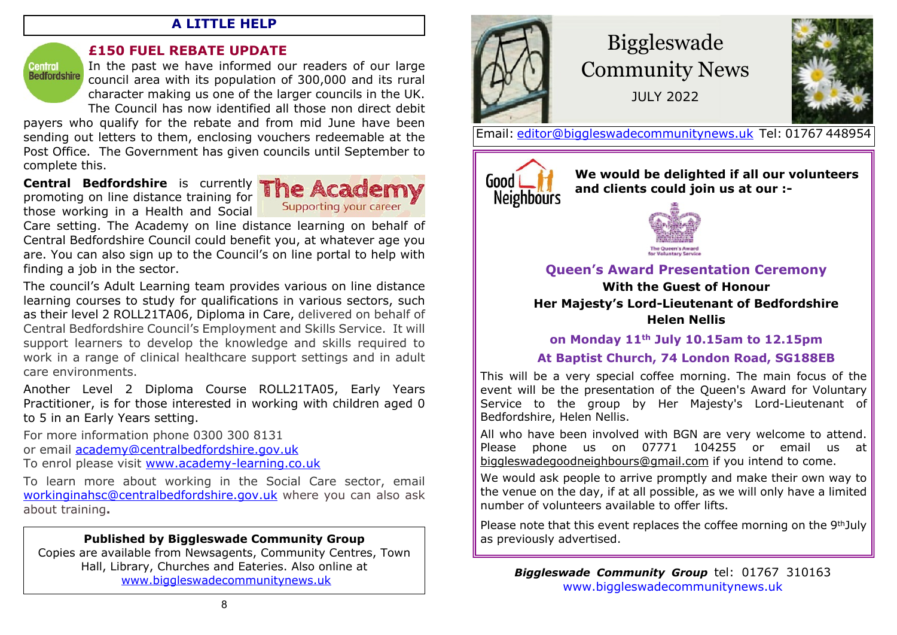## A LITTLE HELP

### £150 FUEL REBATE UPDATE

In the past we have informed our readers of our large council area with its population of 300,000 and its rural character making us one of the larger councils in the UK. The Council has now identified all those non direct debit payers who qualify for the rebate and from mid June have been sending out letters to them, enclosing vouchers redeemable at the Post Office. The Government has given councils until September to complete this.

**Central Bedfordshire** is currently promoting on line distance training for those working in a Health and Social Care setting. The Academy on line distance learning on behalf of Central Bedfordshire Council could benefit you, at whatever age you are. You can also sign up to the Council's on line portal to help with finding a job in the sector.

The council's Adult Learning team provides various on line distance learning courses to study for qualifications in various sectors, such as their level 2 ROLL21TA06, Diploma in Care, delivered on behalf of Central Bedfordshire Council's Employment and Skills Service. It will support learners to develop the knowledge and skills required to work in a range of clinical healthcare support settings and in adult care environments.

Another Level 2 Diploma Course ROLL21TA05, Early Years Practitioner, is for those interested in working with children aged 0 to 5 in an Early Years setting.

For more information phone 0300 300 8131
or email academy@centralbedfordshire.gov.uk
To enrol please visit www.academy-learning.co.uk

To learn more about working in the Social Care sector, email workinginahsc@centralbedfordshire.gov.uk where you can also ask about training**.**

**Published by Biggleswade Community Group**
Copies are available from Newsagents, Community Centres, Town Hall, Library, Churches and Eateries. Also online at www.biggleswadecommunitynews.uk

# Biggleswade Community News

JULY 2022

Email: editor@biggleswadecommunitynews.uk Tel: 01767 448954

**We would be delighted if all our volunteers and clients could join us at our :-**

### Queen's Award Presentation Ceremony

**With the Guest of Honour**
**Her Majesty's Lord-Lieutenant of Bedfordshire**
**Helen Nellis**

**on Monday 11th July 10.15am to 12.15pm**

**At Baptist Church, 74 London Road, SG188EB**

This will be a very special coffee morning. The main focus of the event will be the presentation of the Queen's Award for Voluntary Service to the group by Her Majesty's Lord-Lieutenant of Bedfordshire, Helen Nellis.

All who have been involved with BGN are very welcome to attend. Please phone us on 07771 104255 or email us at biggleswadegoodneighbours@gmail.com if you intend to come.

We would ask people to arrive promptly and make their own way to the venue on the day, if at all possible, as we will only have a limited number of volunteers available to offer lifts.

Please note that this event replaces the coffee morning on the 9th July as previously advertised.

***Biggleswade Community Group*** tel: 01767 310163
www.biggleswadecommunitynews.uk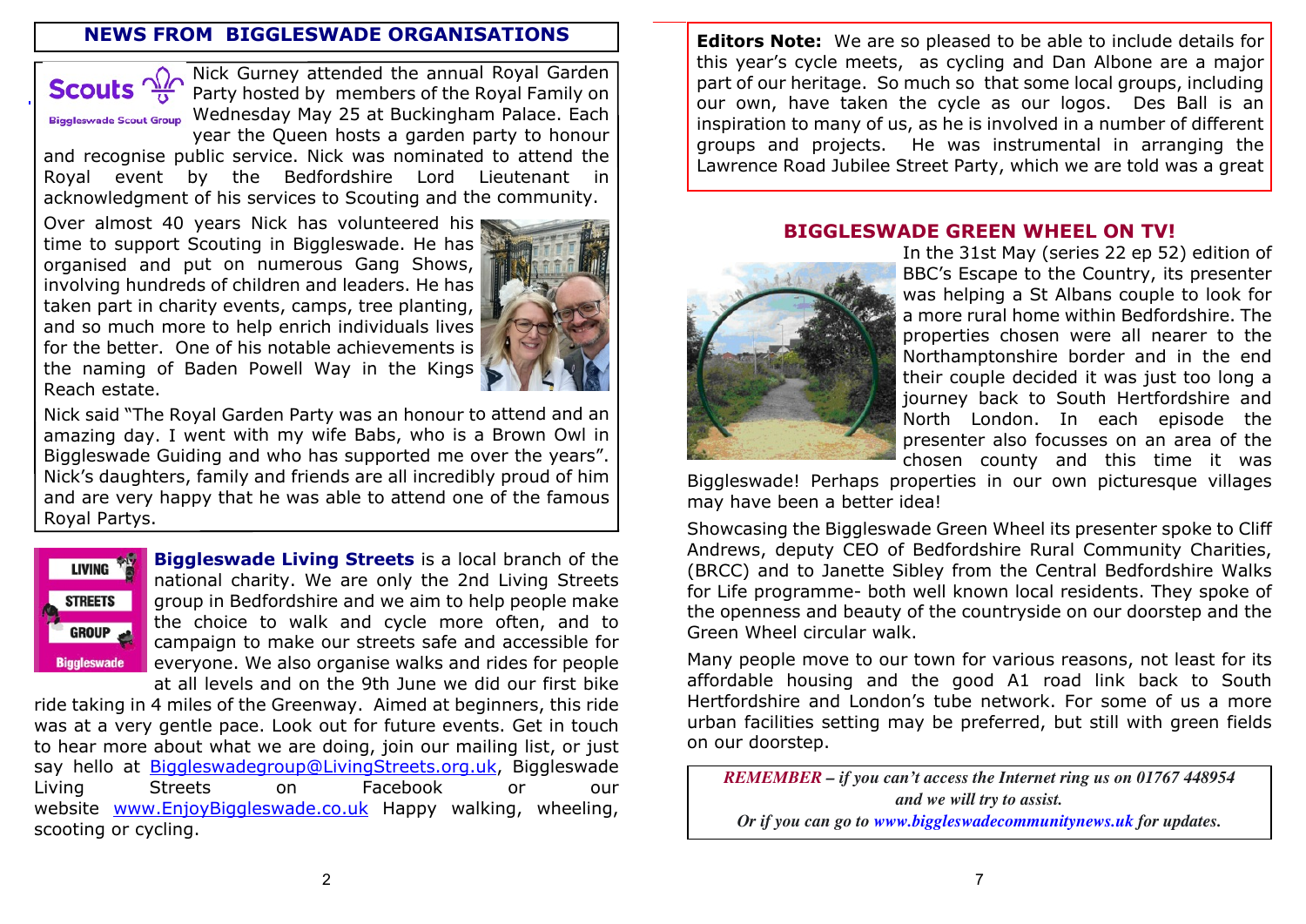## NEWS FROM BIGGLESWADE ORGANISATIONS

Nick Gurney attended the annual Royal Garden Party hosted by members of the Royal Family on Wednesday May 25 at Buckingham Palace. Each year the Queen hosts a garden party to honour and recognise public service. Nick was nominated to attend the Royal event by the Bedfordshire Lord Lieutenant in acknowledgment of his services to Scouting and the community.

Over almost 40 years Nick has volunteered his time to support Scouting in Biggleswade. He has organised and put on numerous Gang Shows, involving hundreds of children and leaders. He has taken part in charity events, camps, tree planting, and so much more to help enrich individuals lives for the better. One of his notable achievements is the naming of Baden Powell Way in the Kings Reach estate.

Nick said "The Royal Garden Party was an honour to attend and an amazing day. I went with my wife Babs, who is a Brown Owl in Biggleswade Guiding and who has supported me over the years". Nick's daughters, family and friends are all incredibly proud of him and are very happy that he was able to attend one of the famous Royal Partys.

**Biggleswade Living Streets** is a local branch of the national charity. We are only the 2nd Living Streets group in Bedfordshire and we aim to help people make the choice to walk and cycle more often, and to campaign to make our streets safe and accessible for everyone. We also organise walks and rides for people at all levels and on the 9th June we did our first bike ride taking in 4 miles of the Greenway. Aimed at beginners, this ride was at a very gentle pace. Look out for future events. Get in touch to hear more about what we are doing, join our mailing list, or just say hello at Biggleswadegroup@LivingStreets.org.uk, Biggleswade Living Streets on Facebook or our website www.EnjoyBiggleswade.co.uk Happy walking, wheeling, scooting or cycling.

**Editors Note:** We are so pleased to be able to include details for this year's cycle meets, as cycling and Dan Albone are a major part of our heritage. So much so that some local groups, including our own, have taken the cycle as our logos. Des Ball is an inspiration to many of us, as he is involved in a number of different groups and projects. He was instrumental in arranging the Lawrence Road Jubilee Street Party, which we are told was a great

## BIGGLESWADE GREEN WHEEL ON TV!

In the 31st May (series 22 ep 52) edition of BBC's Escape to the Country, its presenter was helping a St Albans couple to look for a more rural home within Bedfordshire. The properties chosen were all nearer to the Northamptonshire border and in the end their couple decided it was just too long a journey back to South Hertfordshire and North London. In each episode the presenter also focusses on an area of the chosen county and this time it was Biggleswade! Perhaps properties in our own picturesque villages may have been a better idea!

Showcasing the Biggleswade Green Wheel its presenter spoke to Cliff Andrews, deputy CEO of Bedfordshire Rural Community Charities, (BRCC) and to Janette Sibley from the Central Bedfordshire Walks for Life programme- both well known local residents. They spoke of the openness and beauty of the countryside on our doorstep and the Green Wheel circular walk.

Many people move to our town for various reasons, not least for its affordable housing and the good A1 road link back to South Hertfordshire and London's tube network. For some of us a more urban facilities setting may be preferred, but still with green fields on our doorstep.

***REMEMBER** – if you can't access the Internet ring us on 01767 448954 and we will try to assist.*
*Or if you can go to www.biggleswadecommunitynews.uk for updates.*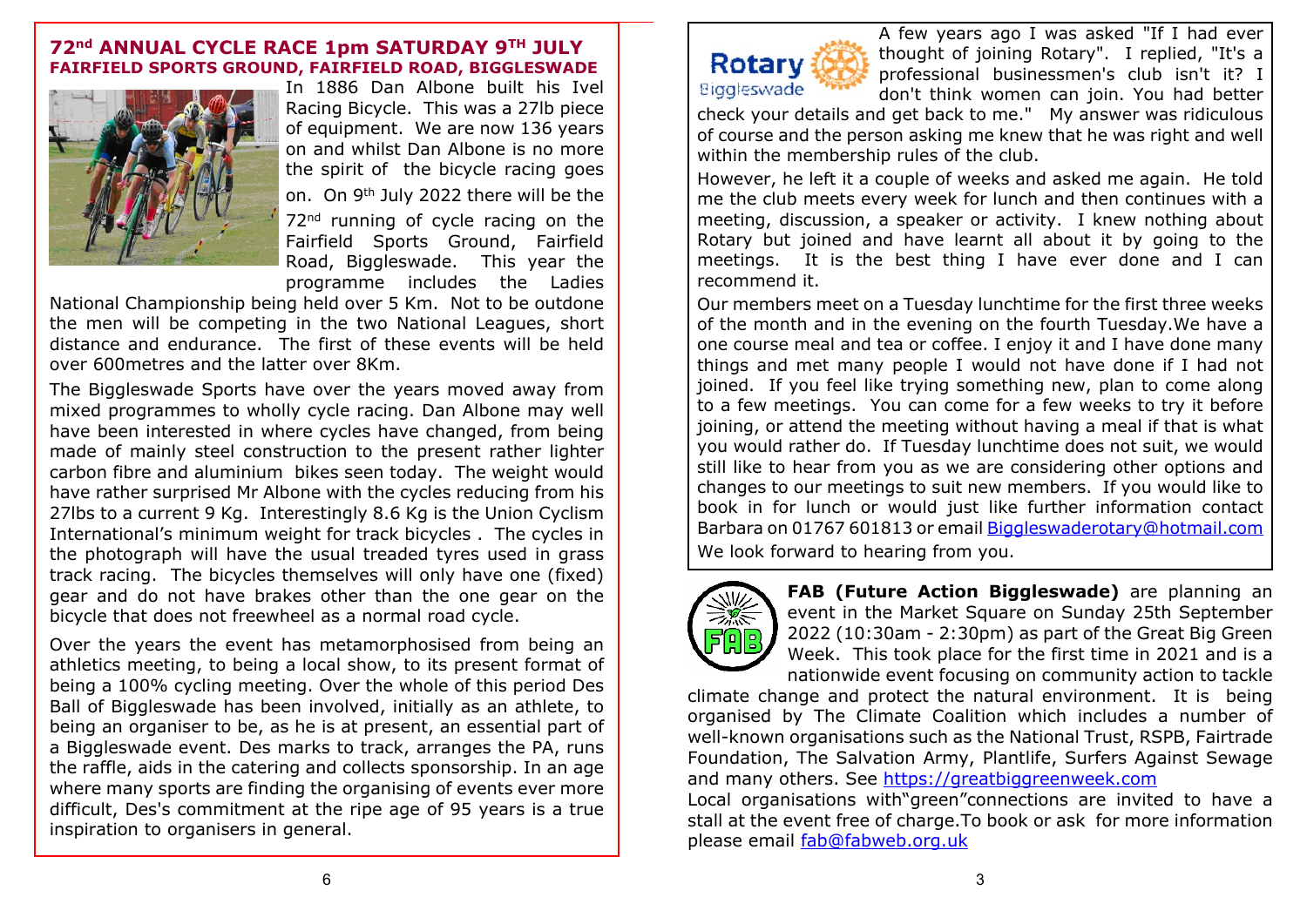## 72nd ANNUAL CYCLE RACE 1pm SATURDAY 9TH JULY

### FAIRFIELD SPORTS GROUND, FAIRFIELD ROAD, BIGGLESWADE

In 1886 Dan Albone built his Ivel Racing Bicycle. This was a 27lb piece of equipment. We are now 136 years on and whilst Dan Albone is no more the spirit of the bicycle racing goes on. On 9th July 2022 there will be the 72nd running of cycle racing on the Fairfield Sports Ground, Fairfield Road, Biggleswade. This year the programme includes the Ladies National Championship being held over 5 Km. Not to be outdone the men will be competing in the two National Leagues, short distance and endurance. The first of these events will be held over 600metres and the latter over 8Km.

The Biggleswade Sports have over the years moved away from mixed programmes to wholly cycle racing. Dan Albone may well have been interested in where cycles have changed, from being made of mainly steel construction to the present rather lighter carbon fibre and aluminium bikes seen today. The weight would have rather surprised Mr Albone with the cycles reducing from his 27lbs to a current 9 Kg. Interestingly 8.6 Kg is the Union Cyclism International's minimum weight for track bicycles . The cycles in the photograph will have the usual treaded tyres used in grass track racing. The bicycles themselves will only have one (fixed) gear and do not have brakes other than the one gear on the bicycle that does not freewheel as a normal road cycle.

Over the years the event has metamorphosised from being an athletics meeting, to being a local show, to its present format of being a 100% cycling meeting. Over the whole of this period Des Ball of Biggleswade has been involved, initially as an athlete, to being an organiser to be, as he is at present, an essential part of a Biggleswade event. Des marks to track, arranges the PA, runs the raffle, aids in the catering and collects sponsorship. In an age where many sports are finding the organising of events ever more difficult, Des's commitment at the ripe age of 95 years is a true inspiration to organisers in general.

---

**Rotary Biggleswade**

A few years ago I was asked "If I had ever thought of joining Rotary". I replied, "It's a professional businessmen's club isn't it? I don't think women can join. You had better check your details and get back to me." My answer was ridiculous of course and the person asking me knew that he was right and well within the membership rules of the club.

However, he left it a couple of weeks and asked me again. He told me the club meets every week for lunch and then continues with a meeting, discussion, a speaker or activity. I knew nothing about Rotary but joined and have learnt all about it by going to the meetings. It is the best thing I have ever done and I can recommend it.

Our members meet on a Tuesday lunchtime for the first three weeks of the month and in the evening on the fourth Tuesday.We have a one course meal and tea or coffee. I enjoy it and I have done many things and met many people I would not have done if I had not joined. If you feel like trying something new, plan to come along to a few meetings. You can come for a few weeks to try it before joining, or attend the meeting without having a meal if that is what you would rather do. If Tuesday lunchtime does not suit, we would still like to hear from you as we are considering other options and changes to our meetings to suit new members. If you would like to book in for lunch or would just like further information contact Barbara on 01767 601813 or email Biggleswaderotary@hotmail.com

We look forward to hearing from you.

---

**FAB (Future Action Biggleswade)** are planning an event in the Market Square on Sunday 25th September 2022 (10:30am - 2:30pm) as part of the Great Big Green Week. This took place for the first time in 2021 and is a nationwide event focusing on community action to tackle climate change and protect the natural environment. It is being organised by The Climate Coalition which includes a number of well-known organisations such as the National Trust, RSPB, Fairtrade Foundation, The Salvation Army, Plantlife, Surfers Against Sewage and many others. See https://greatbiggreenweek.com

Local organisations with"green"connections are invited to have a stall at the event free of charge.To book or ask for more information please email fab@fabweb.org.uk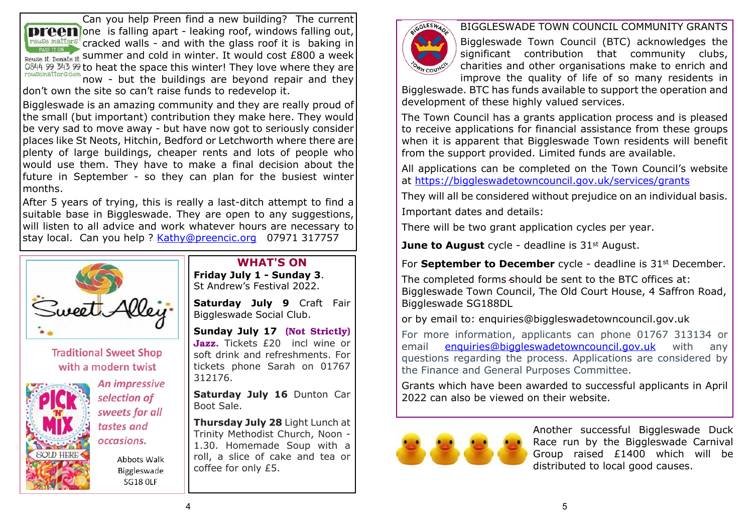preen reuse matters PASS IT ON Reuse it. Donate it. 0844 99 343 99 reusematters.com

Can you help Preen find a new building? The current one is falling apart - leaking roof, windows falling out, cracked walls - and with the glass roof it is baking in summer and cold in winter. It would cost £800 a week to heat the space this winter! They love where they are now - but the buildings are beyond repair and they don't own the site so can't raise funds to redevelop it.

Biggleswade is an amazing community and they are really proud of the small (but important) contribution they make here. They would be very sad to move away - but have now got to seriously consider places like St Neots, Hitchin, Bedford or Letchworth where there are plenty of large buildings, cheaper rents and lots of people who would use them. They have to make a final decision about the future in September - so they can plan for the busiest winter months.

After 5 years of trying, this is really a last-ditch attempt to find a suitable base in Biggleswade. They are open to any suggestions, will listen to all advice and work whatever hours are necessary to stay local. Can you help ? Kathy@preencic.org 07971 317757

Sweet Alley

Traditional Sweet Shop with a modern twist

PICK 'N' MIX SOLD HERE

*An impressive selection of sweets for all tastes and occasions.*

Abbots Walk
Biggleswade
SG18 0LF

## WHAT'S ON

**Friday July 1 - Sunday 3**. St Andrew's Festival 2022.

**Saturday July 9** Craft Fair Biggleswade Social Club.

**Sunday July 17 (Not Strictly) Jazz.** Tickets £20 incl wine or soft drink and refreshments. For tickets phone Sarah on 01767 312176.

**Saturday July 16** Dunton Car Boot Sale.

**Thursday July 28** Light Lunch at Trinity Methodist Church, Noon - 1.30. Homemade Soup with a roll, a slice of cake and tea or coffee for only £5.

## BIGGLESWADE TOWN COUNCIL COMMUNITY GRANTS

Biggleswade Town Council (BTC) acknowledges the significant contribution that community clubs, charities and other organisations make to enrich and improve the quality of life of so many residents in Biggleswade. BTC has funds available to support the operation and development of these highly valued services.

The Town Council has a grants application process and is pleased to receive applications for financial assistance from these groups when it is apparent that Biggleswade Town residents will benefit from the support provided. Limited funds are available.

All applications can be completed on the Town Council's website at https://biggleswadetowncouncil.gov.uk/services/grants

They will all be considered without prejudice on an individual basis.

Important dates and details:

There will be two grant application cycles per year.

**June to August** cycle - deadline is 31st August.

For **September to December** cycle - deadline is 31st December.

The completed forms should be sent to the BTC offices at: Biggleswade Town Council, The Old Court House, 4 Saffron Road, Biggleswade SG188DL

or by email to: enquiries@biggleswadetowncouncil.gov.uk

For more information, applicants can phone 01767 313134 or email enquiries@biggleswadetowncouncil.gov.uk with any questions regarding the process. Applications are considered by the Finance and General Purposes Committee.

Grants which have been awarded to successful applicants in April 2022 can also be viewed on their website.

Another successful Biggleswade Duck Race run by the Biggleswade Carnival Group raised £1400 which will be distributed to local good causes.